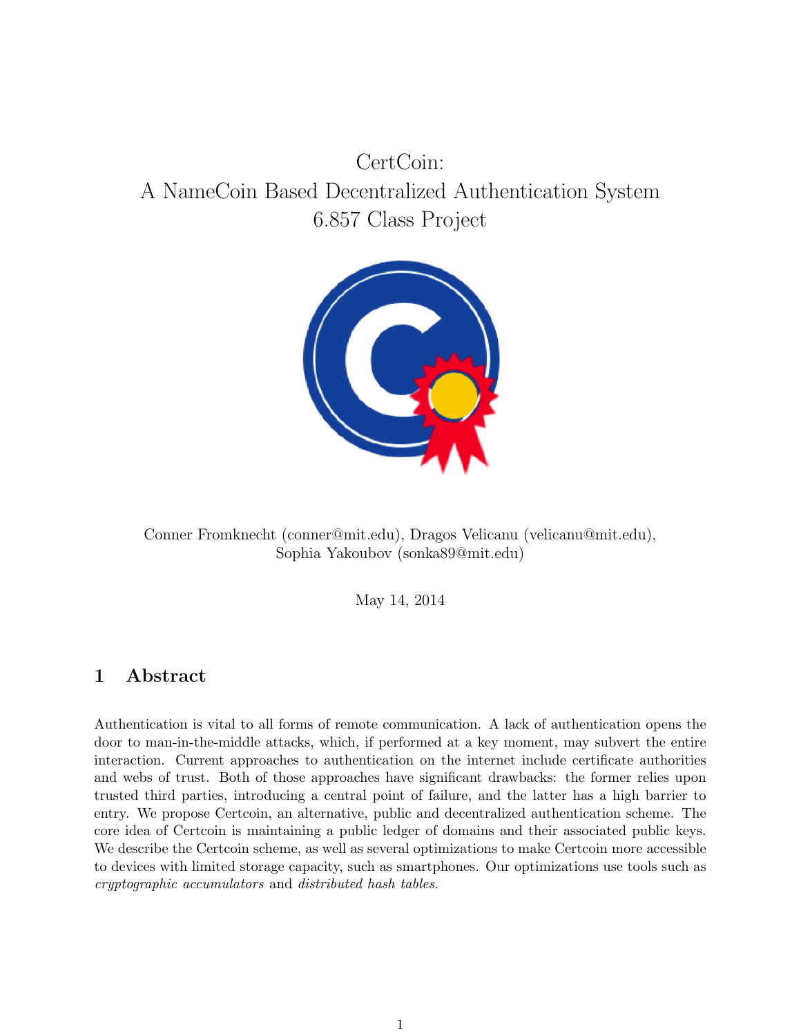# CertCoin:
# A NameCoin Based Decentralized Authentication System
# 6.857 Class Project

Conner Fromknecht (conner@mit.edu), Dragos Velicanu (velicanu@mit.edu),
Sophia Yakoubov (sonka89@mit.edu)

May 14, 2014

## 1 Abstract

Authentication is vital to all forms of remote communication. A lack of authentication opens the door to man-in-the-middle attacks, which, if performed at a key moment, may subvert the entire interaction. Current approaches to authentication on the internet include certificate authorities and webs of trust. Both of those approaches have significant drawbacks: the former relies upon trusted third parties, introducing a central point of failure, and the latter has a high barrier to entry. We propose Certcoin, an alternative, public and decentralized authentication scheme. The core idea of Certcoin is maintaining a public ledger of domains and their associated public keys. We describe the Certcoin scheme, as well as several optimizations to make Certcoin more accessible to devices with limited storage capacity, such as smartphones. Our optimizations use tools such as *cryptographic accumulators* and *distributed hash tables*.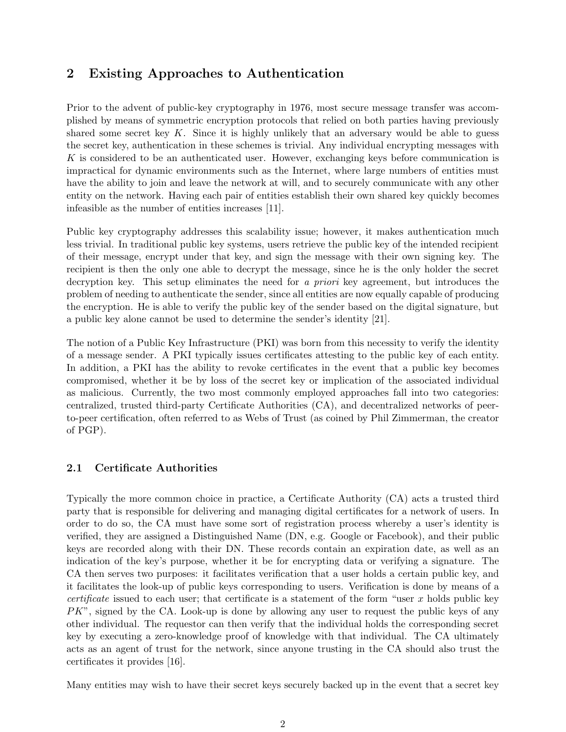## 2 Existing Approaches to Authentication

Prior to the advent of public-key cryptography in 1976, most secure message transfer was accomplished by means of symmetric encryption protocols that relied on both parties having previously shared some secret key $K$. Since it is highly unlikely that an adversary would be able to guess the secret key, authentication in these schemes is trivial. Any individual encrypting messages with $K$ is considered to be an authenticated user. However, exchanging keys before communication is impractical for dynamic environments such as the Internet, where large numbers of entities must have the ability to join and leave the network at will, and to securely communicate with any other entity on the network. Having each pair of entities establish their own shared key quickly becomes infeasible as the number of entities increases [11].

Public key cryptography addresses this scalability issue; however, it makes authentication much less trivial. In traditional public key systems, users retrieve the public key of the intended recipient of their message, encrypt under that key, and sign the message with their own signing key. The recipient is then the only one able to decrypt the message, since he is the only holder the secret decryption key. This setup eliminates the need for *a priori* key agreement, but introduces the problem of needing to authenticate the sender, since all entities are now equally capable of producing the encryption. He is able to verify the public key of the sender based on the digital signature, but a public key alone cannot be used to determine the sender's identity [21].

The notion of a Public Key Infrastructure (PKI) was born from this necessity to verify the identity of a message sender. A PKI typically issues certificates attesting to the public key of each entity. In addition, a PKI has the ability to revoke certificates in the event that a public key becomes compromised, whether it be by loss of the secret key or implication of the associated individual as malicious. Currently, the two most commonly employed approaches fall into two categories: centralized, trusted third-party Certificate Authorities (CA), and decentralized networks of peer-to-peer certification, often referred to as Webs of Trust (as coined by Phil Zimmerman, the creator of PGP).

### 2.1 Certificate Authorities

Typically the more common choice in practice, a Certificate Authority (CA) acts a trusted third party that is responsible for delivering and managing digital certificates for a network of users. In order to do so, the CA must have some sort of registration process whereby a user's identity is verified, they are assigned a Distinguished Name (DN, e.g. Google or Facebook), and their public keys are recorded along with their DN. These records contain an expiration date, as well as an indication of the key's purpose, whether it be for encrypting data or verifying a signature. The CA then serves two purposes: it facilitates verification that a user holds a certain public key, and it facilitates the look-up of public keys corresponding to users. Verification is done by means of a *certificate* issued to each user; that certificate is a statement of the form "user $x$ holds public key $PK$", signed by the CA. Look-up is done by allowing any user to request the public keys of any other individual. The requestor can then verify that the individual holds the corresponding secret key by executing a zero-knowledge proof of knowledge with that individual. The CA ultimately acts as an agent of trust for the network, since anyone trusting in the CA should also trust the certificates it provides [16].

Many entities may wish to have their secret keys securely backed up in the event that a secret key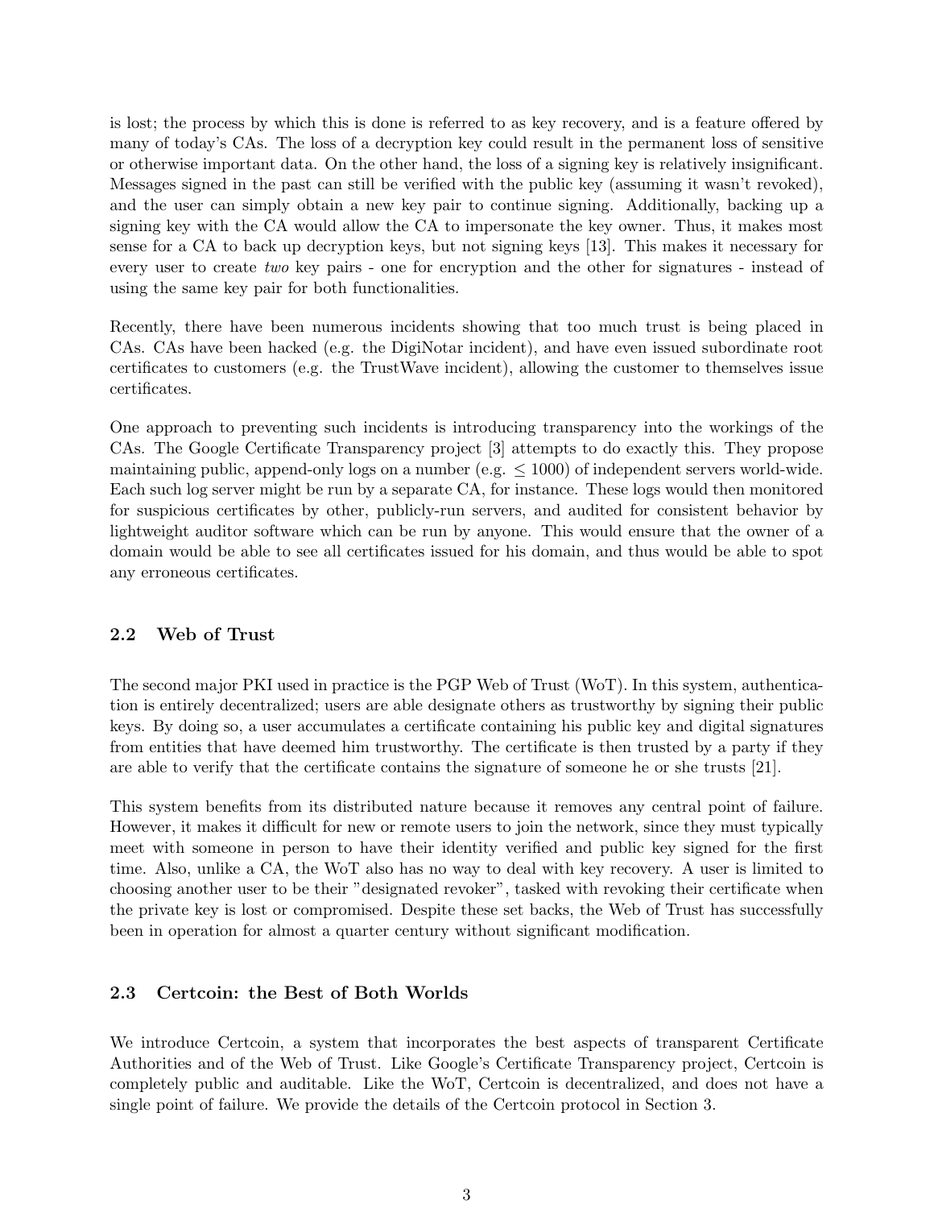is lost; the process by which this is done is referred to as key recovery, and is a feature offered by many of today's CAs. The loss of a decryption key could result in the permanent loss of sensitive or otherwise important data. On the other hand, the loss of a signing key is relatively insignificant. Messages signed in the past can still be verified with the public key (assuming it wasn't revoked), and the user can simply obtain a new key pair to continue signing. Additionally, backing up a signing key with the CA would allow the CA to impersonate the key owner. Thus, it makes most sense for a CA to back up decryption keys, but not signing keys [13]. This makes it necessary for every user to create *two* key pairs - one for encryption and the other for signatures - instead of using the same key pair for both functionalities.

Recently, there have been numerous incidents showing that too much trust is being placed in CAs. CAs have been hacked (e.g. the DigiNotar incident), and have even issued subordinate root certificates to customers (e.g. the TrustWave incident), allowing the customer to themselves issue certificates.

One approach to preventing such incidents is introducing transparency into the workings of the CAs. The Google Certificate Transparency project [3] attempts to do exactly this. They propose maintaining public, append-only logs on a number (e.g. $\leq 1000$) of independent servers world-wide. Each such log server might be run by a separate CA, for instance. These logs would then monitored for suspicious certificates by other, publicly-run servers, and audited for consistent behavior by lightweight auditor software which can be run by anyone. This would ensure that the owner of a domain would be able to see all certificates issued for his domain, and thus would be able to spot any erroneous certificates.

### 2.2 Web of Trust

The second major PKI used in practice is the PGP Web of Trust (WoT). In this system, authentication is entirely decentralized; users are able designate others as trustworthy by signing their public keys. By doing so, a user accumulates a certificate containing his public key and digital signatures from entities that have deemed him trustworthy. The certificate is then trusted by a party if they are able to verify that the certificate contains the signature of someone he or she trusts [21].

This system benefits from its distributed nature because it removes any central point of failure. However, it makes it difficult for new or remote users to join the network, since they must typically meet with someone in person to have their identity verified and public key signed for the first time. Also, unlike a CA, the WoT also has no way to deal with key recovery. A user is limited to choosing another user to be their "designated revoker", tasked with revoking their certificate when the private key is lost or compromised. Despite these set backs, the Web of Trust has successfully been in operation for almost a quarter century without significant modification.

### 2.3 Certcoin: the Best of Both Worlds

We introduce Certcoin, a system that incorporates the best aspects of transparent Certificate Authorities and of the Web of Trust. Like Google's Certificate Transparency project, Certcoin is completely public and auditable. Like the WoT, Certcoin is decentralized, and does not have a single point of failure. We provide the details of the Certcoin protocol in Section 3.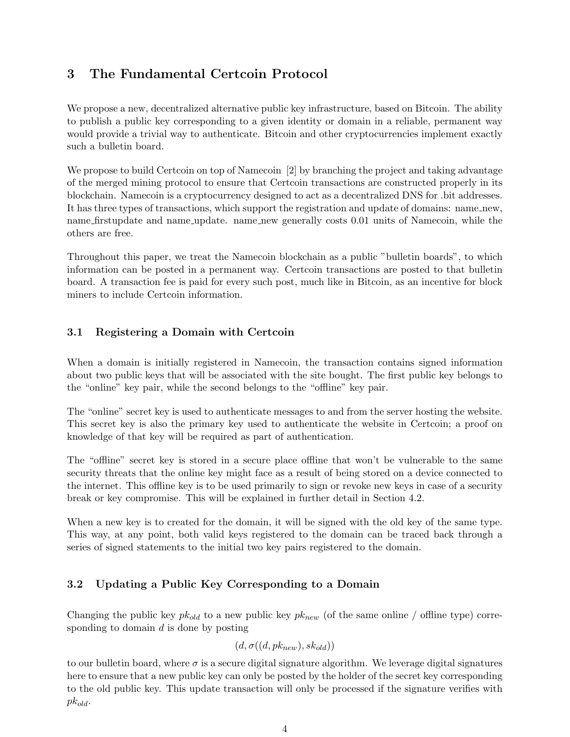## 3 The Fundamental Certcoin Protocol

We propose a new, decentralized alternative public key infrastructure, based on Bitcoin. The ability to publish a public key corresponding to a given identity or domain in a reliable, permanent way would provide a trivial way to authenticate. Bitcoin and other cryptocurrencies implement exactly such a bulletin board.

We propose to build Certcoin on top of Namecoin [2] by branching the project and taking advantage of the merged mining protocol to ensure that Certcoin transactions are constructed properly in its blockchain. Namecoin is a cryptocurrency designed to act as a decentralized DNS for .bit addresses. It has three types of transactions, which support the registration and update of domains: name_new, name_firstupdate and name_update. name_new generally costs 0.01 units of Namecoin, while the others are free.

Throughout this paper, we treat the Namecoin blockchain as a public "bulletin boards", to which information can be posted in a permanent way. Certcoin transactions are posted to that bulletin board. A transaction fee is paid for every such post, much like in Bitcoin, as an incentive for block miners to include Certcoin information.

### 3.1 Registering a Domain with Certcoin

When a domain is initially registered in Namecoin, the transaction contains signed information about two public keys that will be associated with the site bought. The first public key belongs to the "online" key pair, while the second belongs to the "offline" key pair.

The "online" secret key is used to authenticate messages to and from the server hosting the website. This secret key is also the primary key used to authenticate the website in Certcoin; a proof on knowledge of that key will be required as part of authentication.

The "offline" secret key is stored in a secure place offline that won't be vulnerable to the same security threats that the online key might face as a result of being stored on a device connected to the internet. This offline key is to be used primarily to sign or revoke new keys in case of a security break or key compromise. This will be explained in further detail in Section 4.2.

When a new key is to created for the domain, it will be signed with the old key of the same type. This way, at any point, both valid keys registered to the domain can be traced back through a series of signed statements to the initial two key pairs registered to the domain.

### 3.2 Updating a Public Key Corresponding to a Domain

Changing the public key $pk_{old}$ to a new public key $pk_{new}$ (of the same online / offline type) corresponding to domain $d$ is done by posting

$$(d, \sigma((d, pk_{new}), sk_{old}))$$

to our bulletin board, where $\sigma$ is a secure digital signature algorithm. We leverage digital signatures here to ensure that a new public key can only be posted by the holder of the secret key corresponding to the old public key. This update transaction will only be processed if the signature verifies with $pk_{old}$.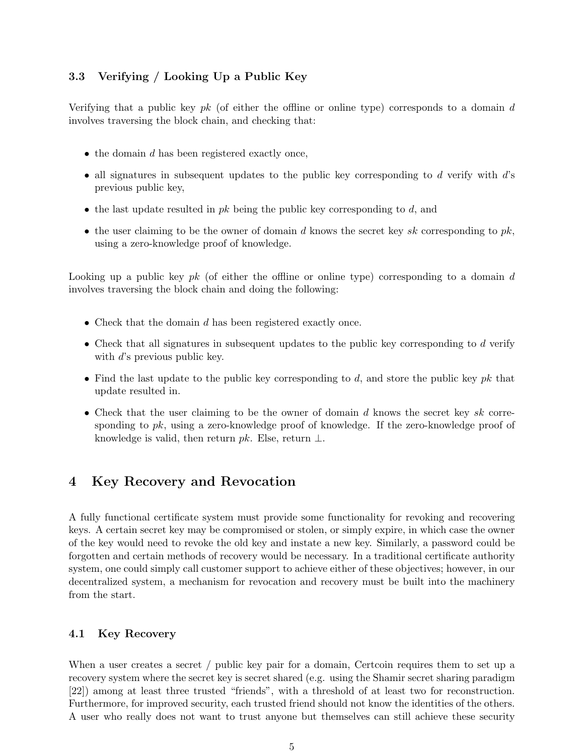### 3.3 Verifying / Looking Up a Public Key

Verifying that a public key $pk$ (of either the offline or online type) corresponds to a domain $d$ involves traversing the block chain, and checking that:

- the domain $d$ has been registered exactly once,
- all signatures in subsequent updates to the public key corresponding to $d$ verify with $d$'s previous public key,
- the last update resulted in $pk$ being the public key corresponding to $d$, and
- the user claiming to be the owner of domain $d$ knows the secret key $sk$ corresponding to $pk$, using a zero-knowledge proof of knowledge.

Looking up a public key $pk$ (of either the offline or online type) corresponding to a domain $d$ involves traversing the block chain and doing the following:

- Check that the domain $d$ has been registered exactly once.
- Check that all signatures in subsequent updates to the public key corresponding to $d$ verify with $d$'s previous public key.
- Find the last update to the public key corresponding to $d$, and store the public key $pk$ that update resulted in.
- Check that the user claiming to be the owner of domain $d$ knows the secret key $sk$ corresponding to $pk$, using a zero-knowledge proof of knowledge. If the zero-knowledge proof of knowledge is valid, then return $pk$. Else, return $\perp$.

## 4 Key Recovery and Revocation

A fully functional certificate system must provide some functionality for revoking and recovering keys. A certain secret key may be compromised or stolen, or simply expire, in which case the owner of the key would need to revoke the old key and instate a new key. Similarly, a password could be forgotten and certain methods of recovery would be necessary. In a traditional certificate authority system, one could simply call customer support to achieve either of these objectives; however, in our decentralized system, a mechanism for revocation and recovery must be built into the machinery from the start.

### 4.1 Key Recovery

When a user creates a secret / public key pair for a domain, Certcoin requires them to set up a recovery system where the secret key is secret shared (e.g. using the Shamir secret sharing paradigm [22]) among at least three trusted "friends", with a threshold of at least two for reconstruction. Furthermore, for improved security, each trusted friend should not know the identities of the others. A user who really does not want to trust anyone but themselves can still achieve these security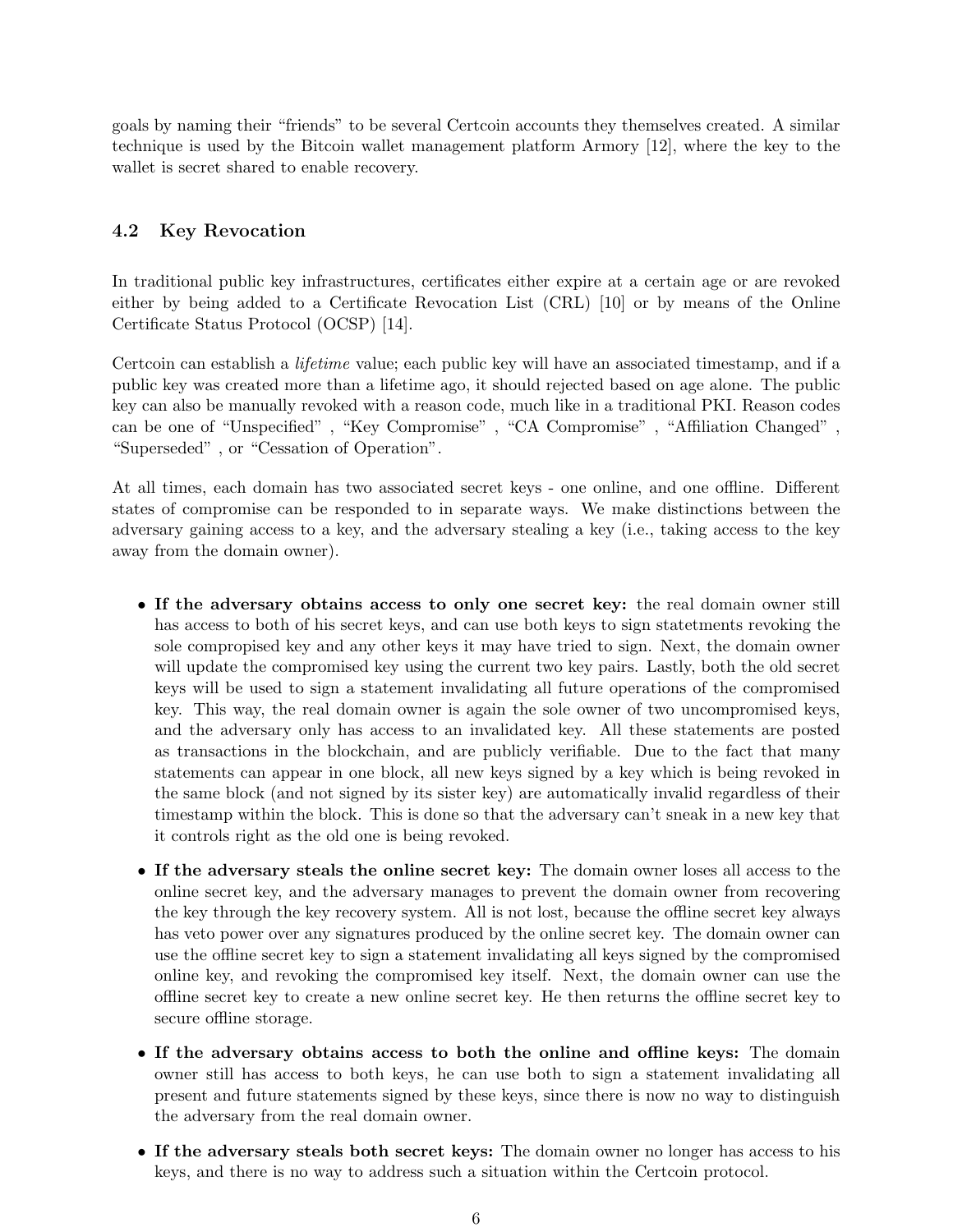goals by naming their "friends" to be several Certcoin accounts they themselves created. A similar technique is used by the Bitcoin wallet management platform Armory [12], where the key to the wallet is secret shared to enable recovery.

### 4.2 Key Revocation

In traditional public key infrastructures, certificates either expire at a certain age or are revoked either by being added to a Certificate Revocation List (CRL) [10] or by means of the Online Certificate Status Protocol (OCSP) [14].

Certcoin can establish a *lifetime* value; each public key will have an associated timestamp, and if a public key was created more than a lifetime ago, it should rejected based on age alone. The public key can also be manually revoked with a reason code, much like in a traditional PKI. Reason codes can be one of "Unspecified" , "Key Compromise" , "CA Compromise" , "Affiliation Changed" , "Superseded" , or "Cessation of Operation".

At all times, each domain has two associated secret keys - one online, and one offline. Different states of compromise can be responded to in separate ways. We make distinctions between the adversary gaining access to a key, and the adversary stealing a key (i.e., taking access to the key away from the domain owner).

- **If the adversary obtains access to only one secret key:** the real domain owner still has access to both of his secret keys, and can use both keys to sign statetments revoking the sole compropised key and any other keys it may have tried to sign. Next, the domain owner will update the compromised key using the current two key pairs. Lastly, both the old secret keys will be used to sign a statement invalidating all future operations of the compromised key. This way, the real domain owner is again the sole owner of two uncompromised keys, and the adversary only has access to an invalidated key. All these statements are posted as transactions in the blockchain, and are publicly verifiable. Due to the fact that many statements can appear in one block, all new keys signed by a key which is being revoked in the same block (and not signed by its sister key) are automatically invalid regardless of their timestamp within the block. This is done so that the adversary can't sneak in a new key that it controls right as the old one is being revoked.
- **If the adversary steals the online secret key:** The domain owner loses all access to the online secret key, and the adversary manages to prevent the domain owner from recovering the key through the key recovery system. All is not lost, because the offline secret key always has veto power over any signatures produced by the online secret key. The domain owner can use the offline secret key to sign a statement invalidating all keys signed by the compromised online key, and revoking the compromised key itself. Next, the domain owner can use the offline secret key to create a new online secret key. He then returns the offline secret key to secure offline storage.
- **If the adversary obtains access to both the online and offline keys:** The domain owner still has access to both keys, he can use both to sign a statement invalidating all present and future statements signed by these keys, since there is now no way to distinguish the adversary from the real domain owner.
- **If the adversary steals both secret keys:** The domain owner no longer has access to his keys, and there is no way to address such a situation within the Certcoin protocol.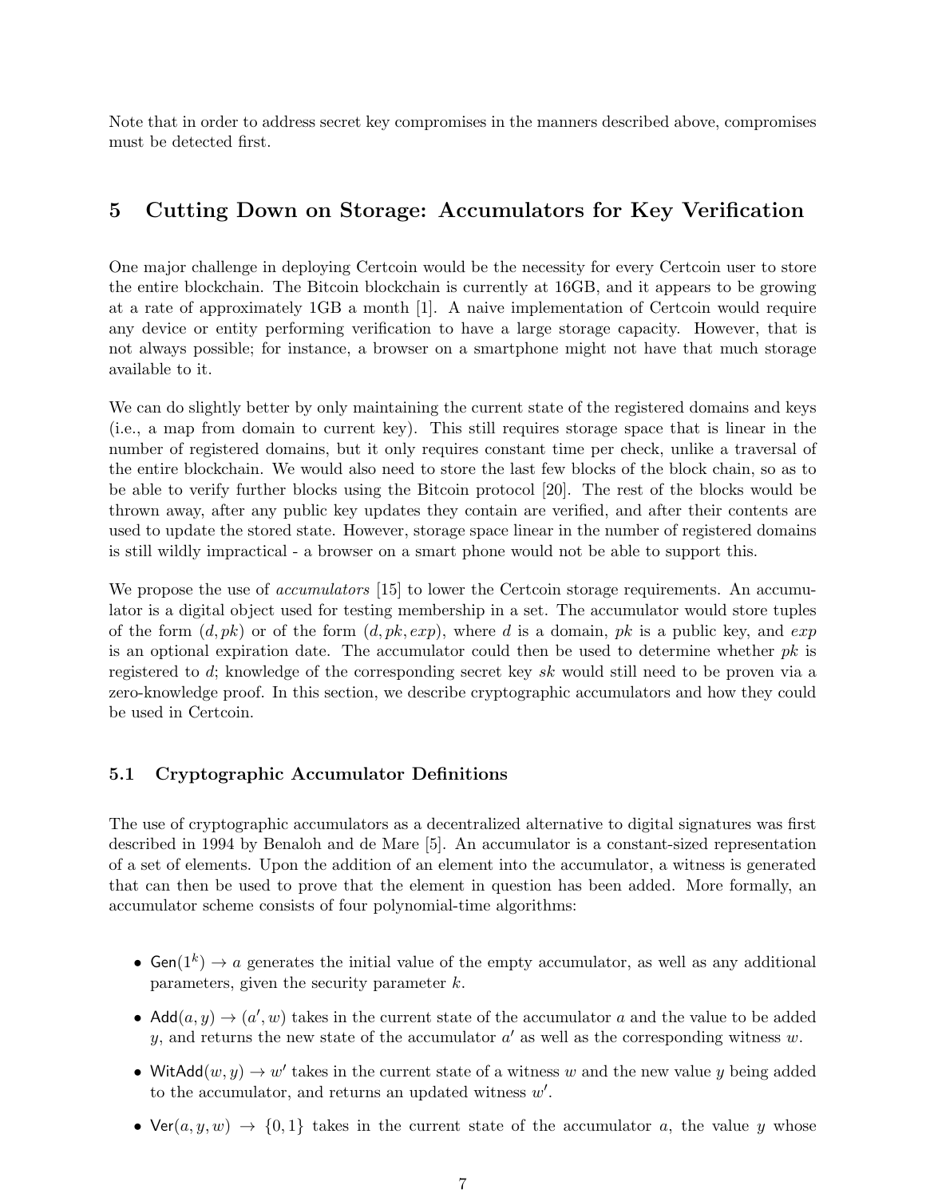Note that in order to address secret key compromises in the manners described above, compromises must be detected first.

## 5 Cutting Down on Storage: Accumulators for Key Verification

One major challenge in deploying Certcoin would be the necessity for every Certcoin user to store the entire blockchain. The Bitcoin blockchain is currently at 16GB, and it appears to be growing at a rate of approximately 1GB a month [1]. A naive implementation of Certcoin would require any device or entity performing verification to have a large storage capacity. However, that is not always possible; for instance, a browser on a smartphone might not have that much storage available to it.

We can do slightly better by only maintaining the current state of the registered domains and keys (i.e., a map from domain to current key). This still requires storage space that is linear in the number of registered domains, but it only requires constant time per check, unlike a traversal of the entire blockchain. We would also need to store the last few blocks of the block chain, so as to be able to verify further blocks using the Bitcoin protocol [20]. The rest of the blocks would be thrown away, after any public key updates they contain are verified, and after their contents are used to update the stored state. However, storage space linear in the number of registered domains is still wildly impractical - a browser on a smart phone would not be able to support this.

We propose the use of *accumulators* [15] to lower the Certcoin storage requirements. An accumulator is a digital object used for testing membership in a set. The accumulator would store tuples of the form $(d, pk)$ or of the form $(d, pk, exp)$, where $d$ is a domain, $pk$ is a public key, and $exp$ is an optional expiration date. The accumulator could then be used to determine whether $pk$ is registered to $d$; knowledge of the corresponding secret key $sk$ would still need to be proven via a zero-knowledge proof. In this section, we describe cryptographic accumulators and how they could be used in Certcoin.

### 5.1 Cryptographic Accumulator Definitions

The use of cryptographic accumulators as a decentralized alternative to digital signatures was first described in 1994 by Benaloh and de Mare [5]. An accumulator is a constant-sized representation of a set of elements. Upon the addition of an element into the accumulator, a witness is generated that can then be used to prove that the element in question has been added. More formally, an accumulator scheme consists of four polynomial-time algorithms:

- $\mathsf{Gen}(1^k) \rightarrow a$ generates the initial value of the empty accumulator, as well as any additional parameters, given the security parameter $k$.
- $\mathsf{Add}(a, y) \rightarrow (a', w)$ takes in the current state of the accumulator $a$ and the value to be added $y$, and returns the new state of the accumulator $a'$ as well as the corresponding witness $w$.
- $\mathsf{WitAdd}(w, y) \rightarrow w'$ takes in the current state of a witness $w$ and the new value $y$ being added to the accumulator, and returns an updated witness $w'$.
- $\mathsf{Ver}(a, y, w) \rightarrow \{0, 1\}$ takes in the current state of the accumulator $a$, the value $y$ whose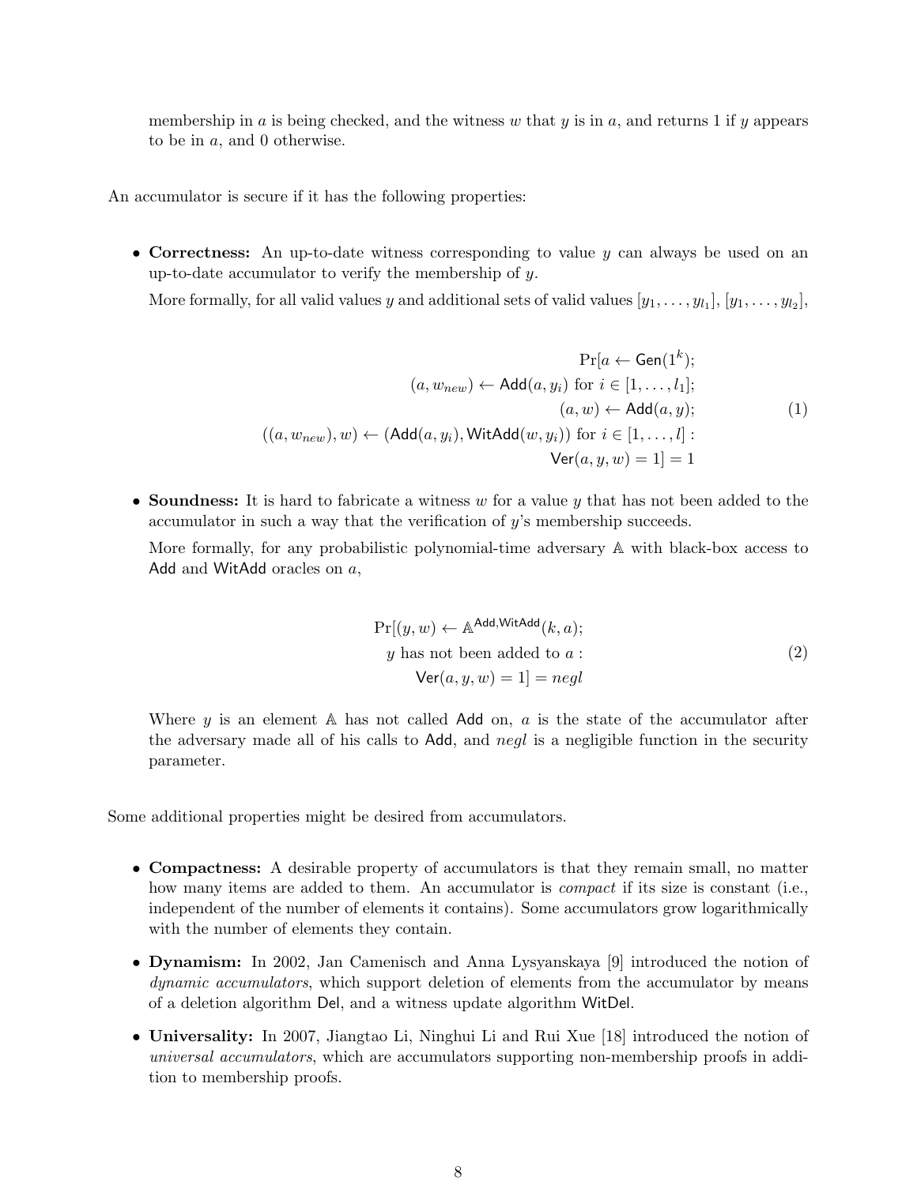membership in $a$ is being checked, and the witness $w$ that $y$ is in $a$, and returns 1 if $y$ appears to be in $a$, and 0 otherwise.

An accumulator is secure if it has the following properties:

- **Correctness:** An up-to-date witness corresponding to value $y$ can always be used on an up-to-date accumulator to verify the membership of $y$.

  More formally, for all valid values $y$ and additional sets of valid values $[y_1, \ldots, y_{l_1}]$, $[y_1, \ldots, y_{l_2}]$,

$$
\begin{aligned}
&\Pr[a \leftarrow \mathsf{Gen}(1^k); \\
&(a, w_{new}) \leftarrow \mathsf{Add}(a, y_i) \text{ for } i \in [1, \ldots, l_1]; \\
&(a, w) \leftarrow \mathsf{Add}(a, y); \\
&((a, w_{new}), w) \leftarrow (\mathsf{Add}(a, y_i), \mathsf{WitAdd}(w, y_i)) \text{ for } i \in [1, \ldots, l] : \\
&\mathsf{Ver}(a, y, w) = 1] = 1
\end{aligned}
\tag{1}
$$

- **Soundness:** It is hard to fabricate a witness $w$ for a value $y$ that has not been added to the accumulator in such a way that the verification of $y$'s membership succeeds.

  More formally, for any probabilistic polynomial-time adversary $\mathbb{A}$ with black-box access to $\mathsf{Add}$ and $\mathsf{WitAdd}$ oracles on $a$,

$$
\begin{aligned}
&\Pr[(y, w) \leftarrow \mathbb{A}^{\mathsf{Add}, \mathsf{WitAdd}}(k, a); \\
&y \text{ has not been added to } a : \\
&\mathsf{Ver}(a, y, w) = 1] = negl
\end{aligned}
\tag{2}
$$

  Where $y$ is an element $\mathbb{A}$ has not called $\mathsf{Add}$ on, $a$ is the state of the accumulator after the adversary made all of his calls to $\mathsf{Add}$, and $negl$ is a negligible function in the security parameter.

Some additional properties might be desired from accumulators.

- **Compactness:** A desirable property of accumulators is that they remain small, no matter how many items are added to them. An accumulator is *compact* if its size is constant (i.e., independent of the number of elements it contains). Some accumulators grow logarithmically with the number of elements they contain.
- **Dynamism:** In 2002, Jan Camenisch and Anna Lysyanskaya [9] introduced the notion of *dynamic accumulators*, which support deletion of elements from the accumulator by means of a deletion algorithm $\mathsf{Del}$, and a witness update algorithm $\mathsf{WitDel}$.
- **Universality:** In 2007, Jiangtao Li, Ninghui Li and Rui Xue [18] introduced the notion of *universal accumulators*, which are accumulators supporting non-membership proofs in addition to membership proofs.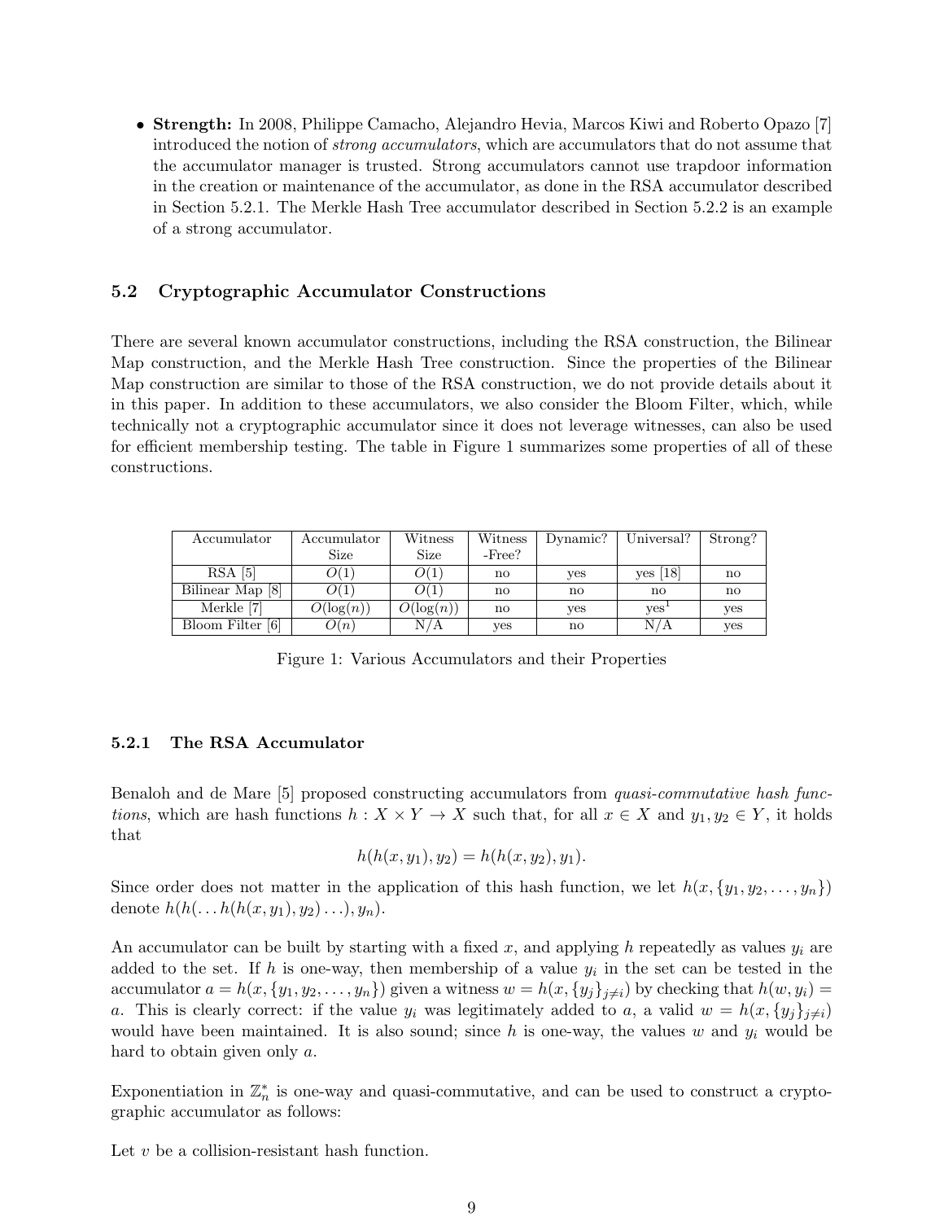- **Strength:** In 2008, Philippe Camacho, Alejandro Hevia, Marcos Kiwi and Roberto Opazo [7] introduced the notion of *strong accumulators*, which are accumulators that do not assume that the accumulator manager is trusted. Strong accumulators cannot use trapdoor information in the creation or maintenance of the accumulator, as done in the RSA accumulator described in Section 5.2.1. The Merkle Hash Tree accumulator described in Section 5.2.2 is an example of a strong accumulator.

### 5.2 Cryptographic Accumulator Constructions

There are several known accumulator constructions, including the RSA construction, the Bilinear Map construction, and the Merkle Hash Tree construction. Since the properties of the Bilinear Map construction are similar to those of the RSA construction, we do not provide details about it in this paper. In addition to these accumulators, we also consider the Bloom Filter, which, while technically not a cryptographic accumulator since it does not leverage witnesses, can also be used for efficient membership testing. The table in Figure 1 summarizes some properties of all of these constructions.

| Accumulator | Accumulator Size | Witness Size | Witness -Free? | Dynamic? | Universal? | Strong? |
|---|---|---|---|---|---|---|
| RSA [5] | $O(1)$ | $O(1)$ | no | yes | yes [18] | no |
| Bilinear Map [8] | $O(1)$ | $O(1)$ | no | no | no | no |
| Merkle [7] | $O(\log(n))$ | $O(\log(n))$ | no | yes | yes[1] | yes |
| Bloom Filter [6] | $O(n)$ | N/A | yes | no | N/A | yes |

Figure 1: Various Accumulators and their Properties

#### 5.2.1 The RSA Accumulator

Benaloh and de Mare [5] proposed constructing accumulators from *quasi-commutative hash functions*, which are hash functions $h : X \times Y \to X$ such that, for all $x \in X$ and $y_1, y_2 \in Y$, it holds that

$$h(h(x, y_1), y_2) = h(h(x, y_2), y_1).$$

Since order does not matter in the application of this hash function, we let $h(x, \{y_1, y_2, \ldots, y_n\})$ denote $h(h(\ldots h(h(x, y_1), y_2) \ldots), y_n)$.

An accumulator can be built by starting with a fixed $x$, and applying $h$ repeatedly as values $y_i$ are added to the set. If $h$ is one-way, then membership of a value $y_i$ in the set can be tested in the accumulator $a = h(x, \{y_1, y_2, \ldots, y_n\})$ given a witness $w = h(x, \{y_j\}_{j \neq i})$ by checking that $h(w, y_i) = a$. This is clearly correct: if the value $y_i$ was legitimately added to $a$, a valid $w = h(x, \{y_j\}_{j \neq i})$ would have been maintained. It is also sound; since $h$ is one-way, the values $w$ and $y_i$ would be hard to obtain given only $a$.

Exponentiation in $\mathbb{Z}_n^*$ is one-way and quasi-commutative, and can be used to construct a cryptographic accumulator as follows:

Let $v$ be a collision-resistant hash function.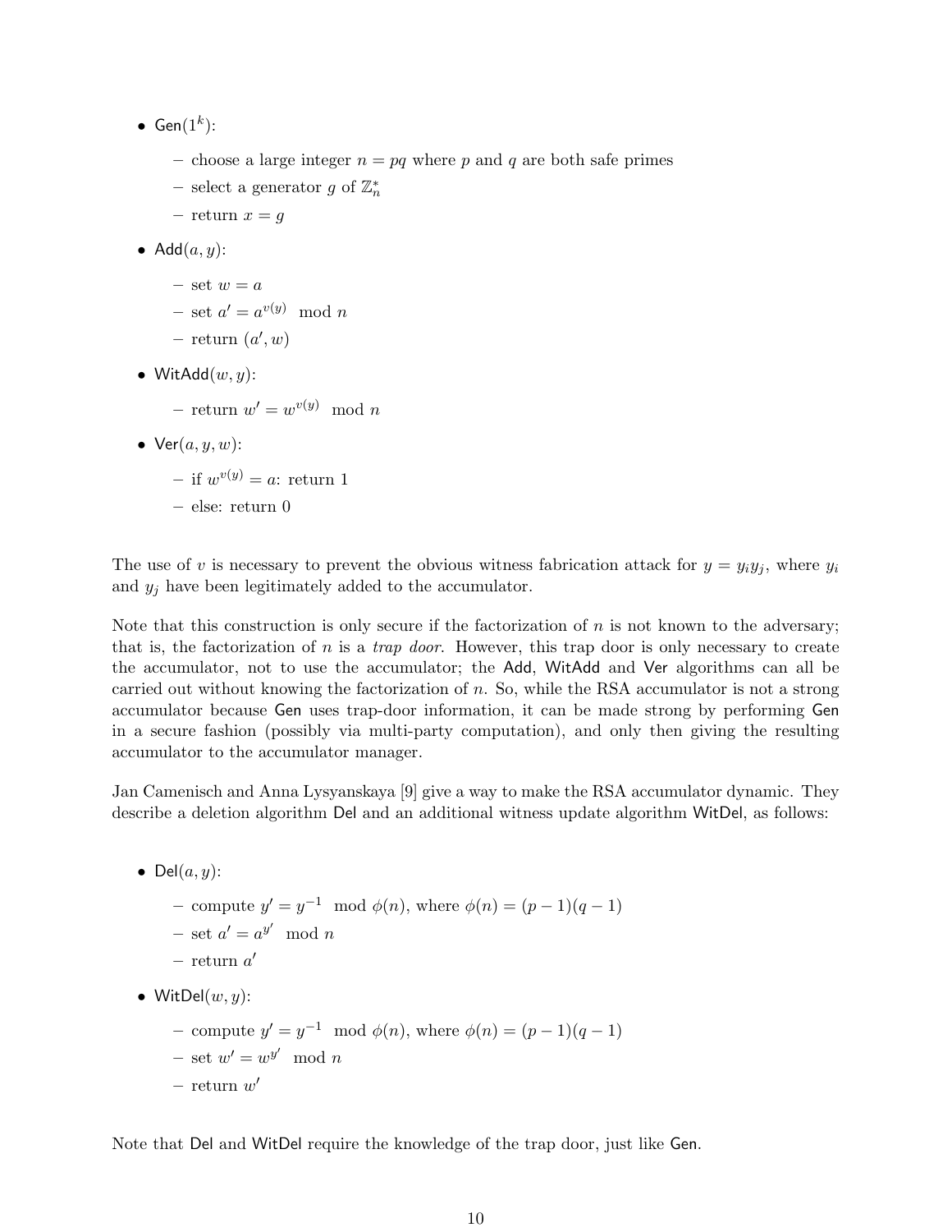- $\mathsf{Gen}(1^k)$:
  - choose a large integer $n = pq$ where $p$ and $q$ are both safe primes
  - select a generator $g$ of $\mathbb{Z}_n^*$
  - return $x = g$
- $\mathsf{Add}(a, y)$:
  - set $w = a$
  - set $a' = a^{v(y)} \mod n$
  - return $(a', w)$
- $\mathsf{WitAdd}(w, y)$:
  - return $w' = w^{v(y)} \mod n$
- $\mathsf{Ver}(a, y, w)$:
  - if $w^{v(y)} = a$: return 1
  - else: return 0

The use of $v$ is necessary to prevent the obvious witness fabrication attack for $y = y_i y_j$, where $y_i$ and $y_j$ have been legitimately added to the accumulator.

Note that this construction is only secure if the factorization of $n$ is not known to the adversary; that is, the factorization of $n$ is a *trap door*. However, this trap door is only necessary to create the accumulator, not to use the accumulator; the Add, WitAdd and Ver algorithms can all be carried out without knowing the factorization of $n$. So, while the RSA accumulator is not a strong accumulator because Gen uses trap-door information, it can be made strong by performing Gen in a secure fashion (possibly via multi-party computation), and only then giving the resulting accumulator to the accumulator manager.

Jan Camenisch and Anna Lysyanskaya [9] give a way to make the RSA accumulator dynamic. They describe a deletion algorithm Del and an additional witness update algorithm WitDel, as follows:

- $\mathsf{Del}(a, y)$:
  - compute $y' = y^{-1} \mod \phi(n)$, where $\phi(n) = (p-1)(q-1)$
  - set $a' = a^{y'} \mod n$
  - return $a'$
- $\mathsf{WitDel}(w, y)$:
  - compute $y' = y^{-1} \mod \phi(n)$, where $\phi(n) = (p-1)(q-1)$
  - set $w' = w^{y'} \mod n$
  - return $w'$

Note that Del and WitDel require the knowledge of the trap door, just like Gen.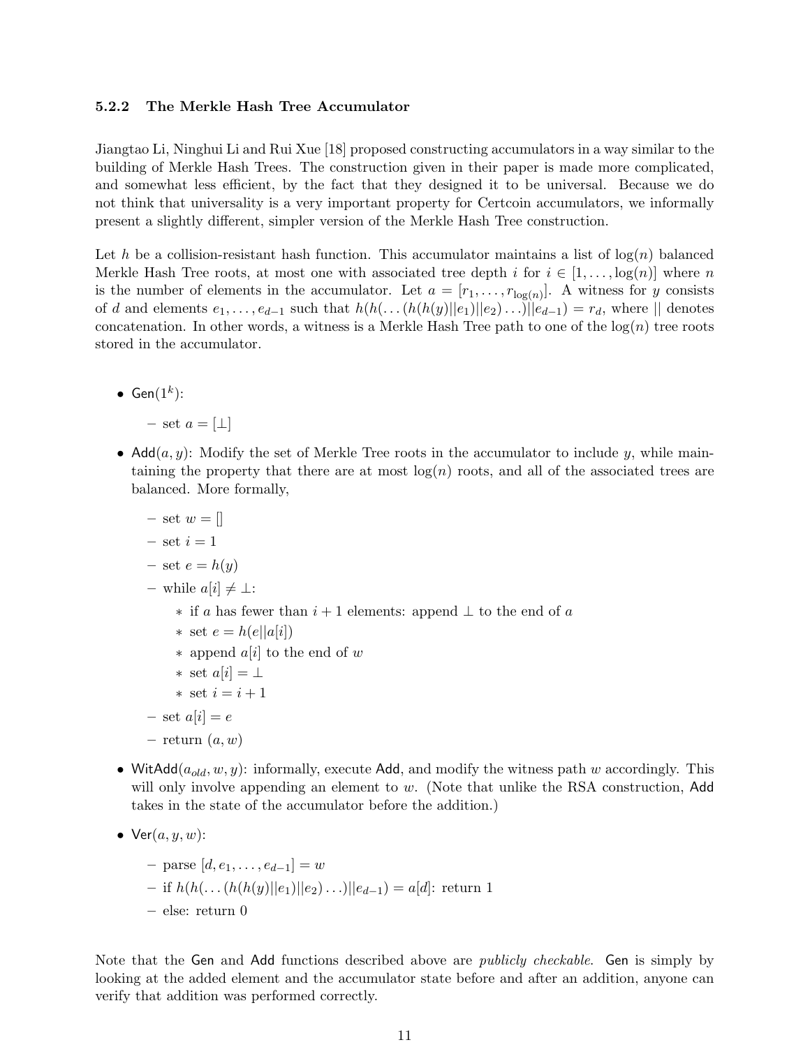### 5.2.2 The Merkle Hash Tree Accumulator

Jiangtao Li, Ninghui Li and Rui Xue [18] proposed constructing accumulators in a way similar to the building of Merkle Hash Trees. The construction given in their paper is made more complicated, and somewhat less efficient, by the fact that they designed it to be universal. Because we do not think that universality is a very important property for Certcoin accumulators, we informally present a slightly different, simpler version of the Merkle Hash Tree construction.

Let $h$ be a collision-resistant hash function. This accumulator maintains a list of $\log(n)$ balanced Merkle Hash Tree roots, at most one with associated tree depth $i$ for $i \in [1, \ldots, \log(n)]$ where $n$ is the number of elements in the accumulator. Let $a = [r_1, \ldots, r_{\log(n)}]$. A witness for $y$ consists of $d$ and elements $e_1, \ldots, e_{d-1}$ such that $h(h(\ldots(h(h(y)||e_1)||e_2)\ldots)||e_{d-1}) = r_d$, where $||$ denotes concatenation. In other words, a witness is a Merkle Hash Tree path to one of the $\log(n)$ tree roots stored in the accumulator.

- $\mathsf{Gen}(1^k)$:
  - set $a = [\bot]$
- $\mathsf{Add}(a, y)$: Modify the set of Merkle Tree roots in the accumulator to include $y$, while maintaining the property that there are at most $\log(n)$ roots, and all of the associated trees are balanced. More formally,
  - set $w = []$
  - set $i = 1$
  - set $e = h(y)$
  - while $a[i] \neq \bot$:
    - if $a$ has fewer than $i + 1$ elements: append $\bot$ to the end of $a$
    - set $e = h(e||a[i])$
    - append $a[i]$ to the end of $w$
    - set $a[i] = \bot$
    - set $i = i + 1$
  - set $a[i] = e$
  - return $(a, w)$
- $\mathsf{WitAdd}(a_{old}, w, y)$: informally, execute $\mathsf{Add}$, and modify the witness path $w$ accordingly. This will only involve appending an element to $w$. (Note that unlike the RSA construction, $\mathsf{Add}$ takes in the state of the accumulator before the addition.)
- $\mathsf{Ver}(a, y, w)$:
  - parse $[d, e_1, \ldots, e_{d-1}] = w$
  - if $h(h(\ldots(h(h(y)||e_1)||e_2)\ldots)||e_{d-1}) = a[d]$: return 1
  - else: return 0

Note that the $\mathsf{Gen}$ and $\mathsf{Add}$ functions described above are *publicly checkable*. $\mathsf{Gen}$ is simply by looking at the added element and the accumulator state before and after an addition, anyone can verify that addition was performed correctly.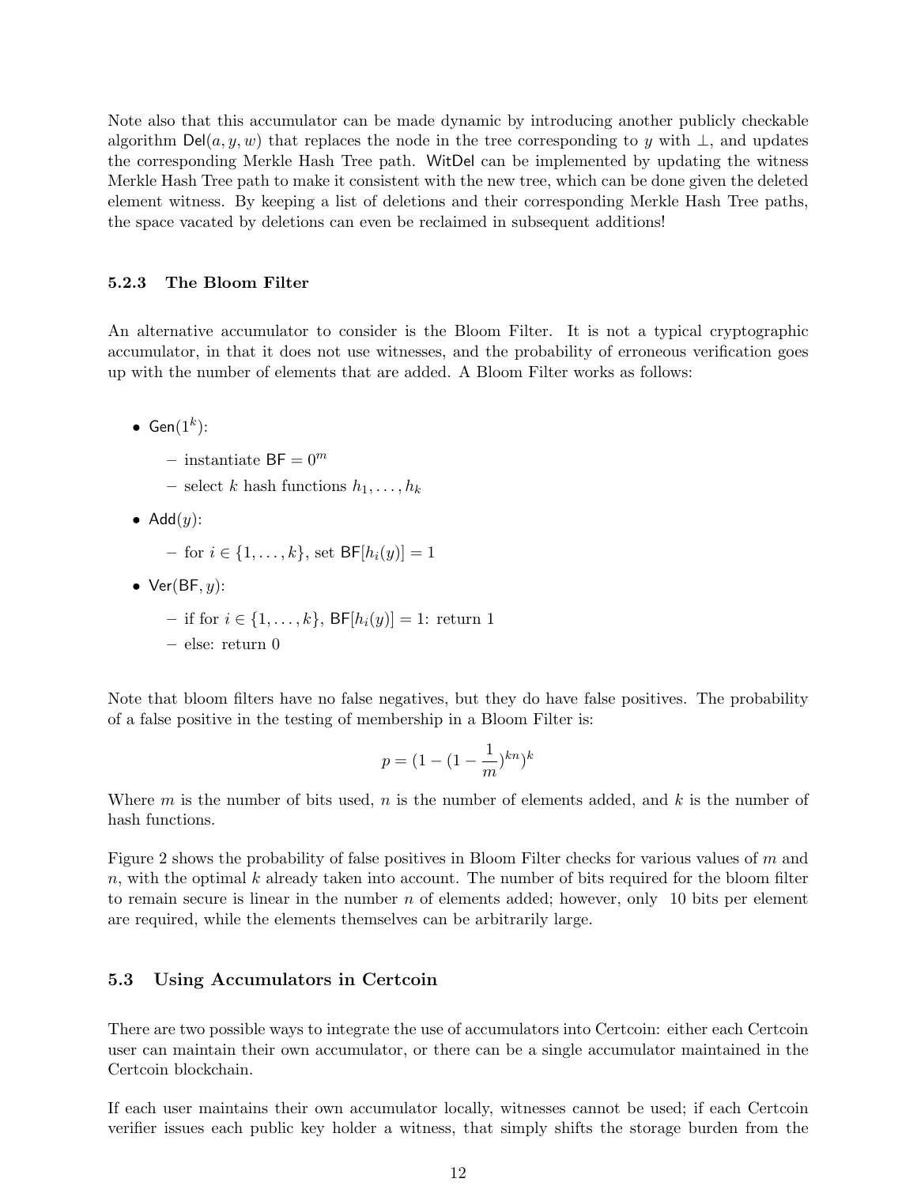Note also that this accumulator can be made dynamic by introducing another publicly checkable algorithm $\mathsf{Del}(a, y, w)$ that replaces the node in the tree corresponding to $y$ with $\perp$, and updates the corresponding Merkle Hash Tree path. $\mathsf{WitDel}$ can be implemented by updating the witness Merkle Hash Tree path to make it consistent with the new tree, which can be done given the deleted element witness. By keeping a list of deletions and their corresponding Merkle Hash Tree paths, the space vacated by deletions can even be reclaimed in subsequent additions!

### 5.2.3 The Bloom Filter

An alternative accumulator to consider is the Bloom Filter. It is not a typical cryptographic accumulator, in that it does not use witnesses, and the probability of erroneous verification goes up with the number of elements that are added. A Bloom Filter works as follows:

- $\mathsf{Gen}(1^k)$:
  - instantiate $\mathsf{BF} = 0^m$
  - select $k$ hash functions $h_1, \ldots, h_k$
- $\mathsf{Add}(y)$:
  - for $i \in \{1, \ldots, k\}$, set $\mathsf{BF}[h_i(y)] = 1$
- $\mathsf{Ver}(\mathsf{BF}, y)$:
  - if for $i \in \{1, \ldots, k\}$, $\mathsf{BF}[h_i(y)] = 1$: return 1
  - else: return 0

Note that bloom filters have no false negatives, but they do have false positives. The probability of a false positive in the testing of membership in a Bloom Filter is:

$$p = (1 - (1 - \frac{1}{m})^{kn})^k$$

Where $m$ is the number of bits used, $n$ is the number of elements added, and $k$ is the number of hash functions.

Figure 2 shows the probability of false positives in Bloom Filter checks for various values of $m$ and $n$, with the optimal $k$ already taken into account. The number of bits required for the bloom filter to remain secure is linear in the number $n$ of elements added; however, only 10 bits per element are required, while the elements themselves can be arbitrarily large.

## 5.3 Using Accumulators in Certcoin

There are two possible ways to integrate the use of accumulators into Certcoin: either each Certcoin user can maintain their own accumulator, or there can be a single accumulator maintained in the Certcoin blockchain.

If each user maintains their own accumulator locally, witnesses cannot be used; if each Certcoin verifier issues each public key holder a witness, that simply shifts the storage burden from the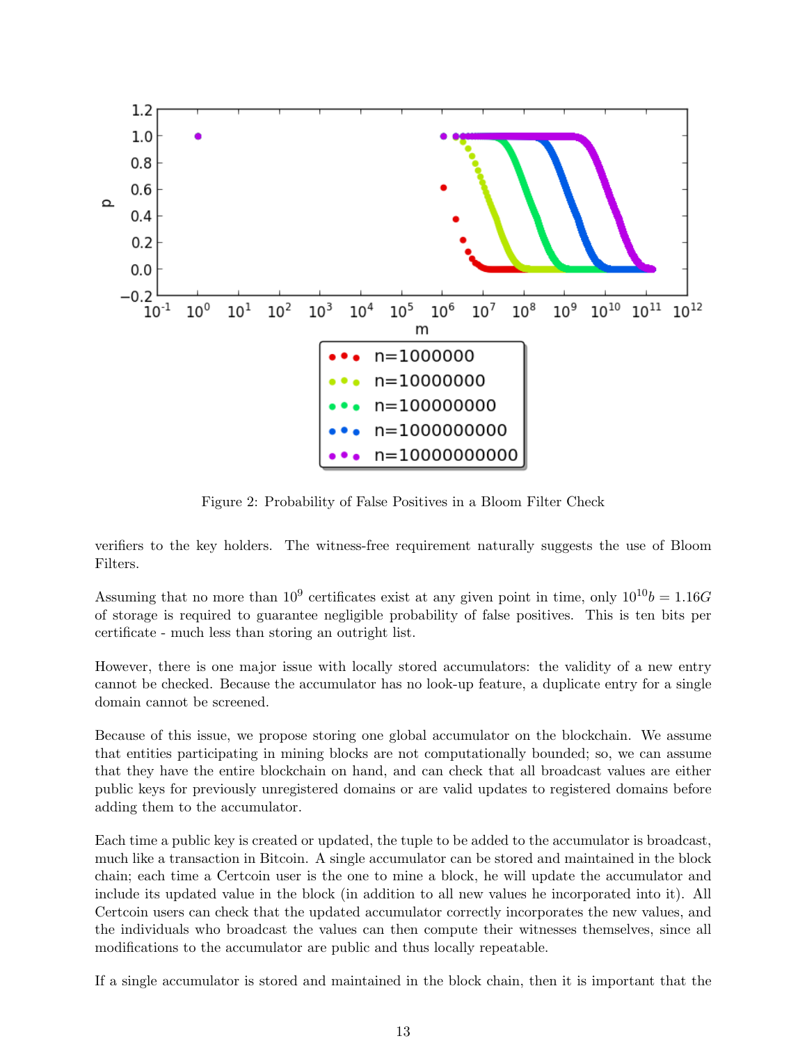Figure 2: Probability of False Positives in a Bloom Filter Check

verifiers to the key holders. The witness-free requirement naturally suggests the use of Bloom Filters.

Assuming that no more than $10^9$ certificates exist at any given point in time, only $10^{10}b = 1.16G$ of storage is required to guarantee negligible probability of false positives. This is ten bits per certificate - much less than storing an outright list.

However, there is one major issue with locally stored accumulators: the validity of a new entry cannot be checked. Because the accumulator has no look-up feature, a duplicate entry for a single domain cannot be screened.

Because of this issue, we propose storing one global accumulator on the blockchain. We assume that entities participating in mining blocks are not computationally bounded; so, we can assume that they have the entire blockchain on hand, and can check that all broadcast values are either public keys for previously unregistered domains or are valid updates to registered domains before adding them to the accumulator.

Each time a public key is created or updated, the tuple to be added to the accumulator is broadcast, much like a transaction in Bitcoin. A single accumulator can be stored and maintained in the block chain; each time a Certcoin user is the one to mine a block, he will update the accumulator and include its updated value in the block (in addition to all new values he incorporated into it). All Certcoin users can check that the updated accumulator correctly incorporates the new values, and the individuals who broadcast the values can then compute their witnesses themselves, since all modifications to the accumulator are public and thus locally repeatable.

If a single accumulator is stored and maintained in the block chain, then it is important that the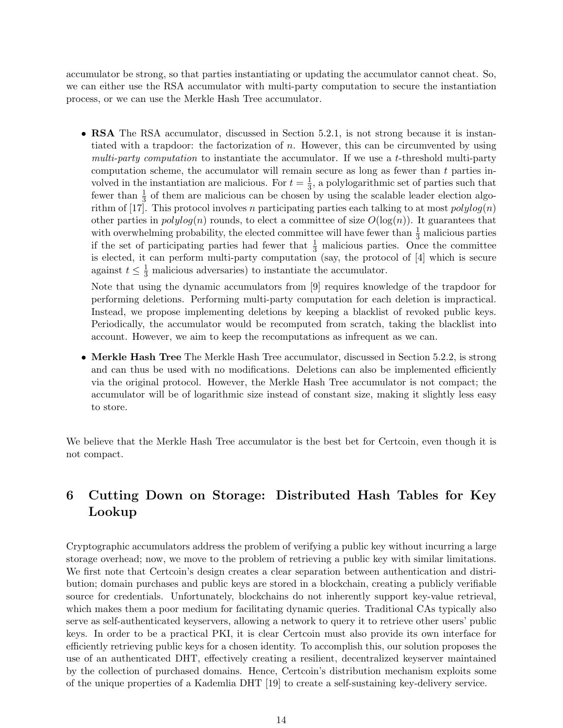accumulator be strong, so that parties instantiating or updating the accumulator cannot cheat. So, we can either use the RSA accumulator with multi-party computation to secure the instantiation process, or we can use the Merkle Hash Tree accumulator.

- **RSA** The RSA accumulator, discussed in Section 5.2.1, is not strong because it is instantiated with a trapdoor: the factorization of $n$. However, this can be circumvented by using *multi-party computation* to instantiate the accumulator. If we use a $t$-threshold multi-party computation scheme, the accumulator will remain secure as long as fewer than $t$ parties involved in the instantiation are malicious. For $t = \frac{1}{3}$, a polylogarithmic set of parties such that fewer than $\frac{1}{3}$ of them are malicious can be chosen by using the scalable leader election algorithm of [17]. This protocol involves $n$ participating parties each talking to at most $polylog(n)$ other parties in $polylog(n)$ rounds, to elect a committee of size $O(\log(n))$. It guarantees that with overwhelming probability, the elected committee will have fewer than $\frac{1}{3}$ malicious parties if the set of participating parties had fewer that $\frac{1}{3}$ malicious parties. Once the committee is elected, it can perform multi-party computation (say, the protocol of [4] which is secure against $t \leq \frac{1}{3}$ malicious adversaries) to instantiate the accumulator.

  Note that using the dynamic accumulators from [9] requires knowledge of the trapdoor for performing deletions. Performing multi-party computation for each deletion is impractical. Instead, we propose implementing deletions by keeping a blacklist of revoked public keys. Periodically, the accumulator would be recomputed from scratch, taking the blacklist into account. However, we aim to keep the recomputations as infrequent as we can.

- **Merkle Hash Tree** The Merkle Hash Tree accumulator, discussed in Section 5.2.2, is strong and can thus be used with no modifications. Deletions can also be implemented efficiently via the original protocol. However, the Merkle Hash Tree accumulator is not compact; the accumulator will be of logarithmic size instead of constant size, making it slightly less easy to store.

We believe that the Merkle Hash Tree accumulator is the best bet for Certcoin, even though it is not compact.

# 6 Cutting Down on Storage: Distributed Hash Tables for Key Lookup

Cryptographic accumulators address the problem of verifying a public key without incurring a large storage overhead; now, we move to the problem of retrieving a public key with similar limitations. We first note that Certcoin's design creates a clear separation between authentication and distribution; domain purchases and public keys are stored in a blockchain, creating a publicly verifiable source for credentials. Unfortunately, blockchains do not inherently support key-value retrieval, which makes them a poor medium for facilitating dynamic queries. Traditional CAs typically also serve as self-authenticated keyservers, allowing a network to query it to retrieve other users' public keys. In order to be a practical PKI, it is clear Certcoin must also provide its own interface for efficiently retrieving public keys for a chosen identity. To accomplish this, our solution proposes the use of an authenticated DHT, effectively creating a resilient, decentralized keyserver maintained by the collection of purchased domains. Hence, Certcoin's distribution mechanism exploits some of the unique properties of a Kademlia DHT [19] to create a self-sustaining key-delivery service.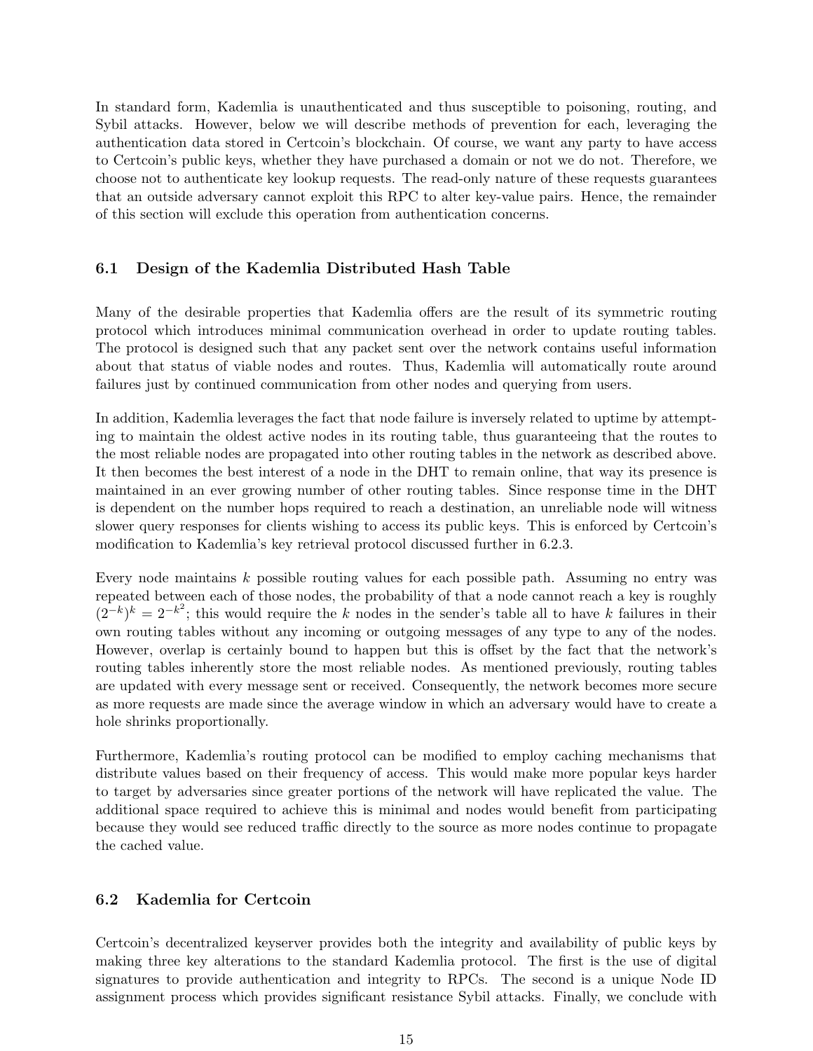In standard form, Kademlia is unauthenticated and thus susceptible to poisoning, routing, and Sybil attacks. However, below we will describe methods of prevention for each, leveraging the authentication data stored in Certcoin's blockchain. Of course, we want any party to have access to Certcoin's public keys, whether they have purchased a domain or not we do not. Therefore, we choose not to authenticate key lookup requests. The read-only nature of these requests guarantees that an outside adversary cannot exploit this RPC to alter key-value pairs. Hence, the remainder of this section will exclude this operation from authentication concerns.

### 6.1 Design of the Kademlia Distributed Hash Table

Many of the desirable properties that Kademlia offers are the result of its symmetric routing protocol which introduces minimal communication overhead in order to update routing tables. The protocol is designed such that any packet sent over the network contains useful information about that status of viable nodes and routes. Thus, Kademlia will automatically route around failures just by continued communication from other nodes and querying from users.

In addition, Kademlia leverages the fact that node failure is inversely related to uptime by attempting to maintain the oldest active nodes in its routing table, thus guaranteeing that the routes to the most reliable nodes are propagated into other routing tables in the network as described above. It then becomes the best interest of a node in the DHT to remain online, that way its presence is maintained in an ever growing number of other routing tables. Since response time in the DHT is dependent on the number hops required to reach a destination, an unreliable node will witness slower query responses for clients wishing to access its public keys. This is enforced by Certcoin's modification to Kademlia's key retrieval protocol discussed further in 6.2.3.

Every node maintains $k$ possible routing values for each possible path. Assuming no entry was repeated between each of those nodes, the probability of that a node cannot reach a key is roughly $(2^{-k})^k = 2^{-k^2}$; this would require the $k$ nodes in the sender's table all to have $k$ failures in their own routing tables without any incoming or outgoing messages of any type to any of the nodes. However, overlap is certainly bound to happen but this is offset by the fact that the network's routing tables inherently store the most reliable nodes. As mentioned previously, routing tables are updated with every message sent or received. Consequently, the network becomes more secure as more requests are made since the average window in which an adversary would have to create a hole shrinks proportionally.

Furthermore, Kademlia's routing protocol can be modified to employ caching mechanisms that distribute values based on their frequency of access. This would make more popular keys harder to target by adversaries since greater portions of the network will have replicated the value. The additional space required to achieve this is minimal and nodes would benefit from participating because they would see reduced traffic directly to the source as more nodes continue to propagate the cached value.

### 6.2 Kademlia for Certcoin

Certcoin's decentralized keyserver provides both the integrity and availability of public keys by making three key alterations to the standard Kademlia protocol. The first is the use of digital signatures to provide authentication and integrity to RPCs. The second is a unique Node ID assignment process which provides significant resistance Sybil attacks. Finally, we conclude with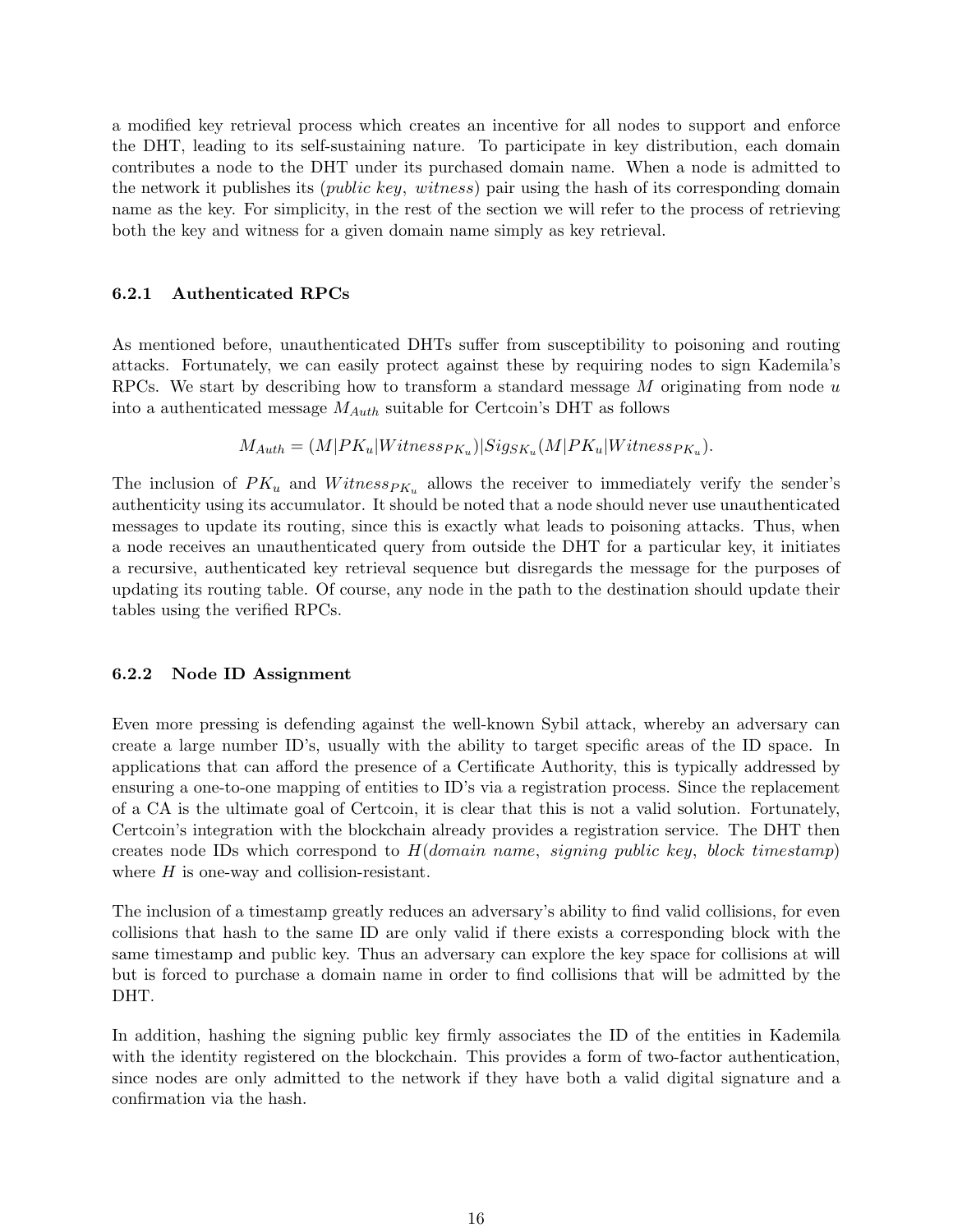a modified key retrieval process which creates an incentive for all nodes to support and enforce the DHT, leading to its self-sustaining nature. To participate in key distribution, each domain contributes a node to the DHT under its purchased domain name. When a node is admitted to the network it publishes its (*public key*, *witness*) pair using the hash of its corresponding domain name as the key. For simplicity, in the rest of the section we will refer to the process of retrieving both the key and witness for a given domain name simply as key retrieval.

### 6.2.1 Authenticated RPCs

As mentioned before, unauthenticated DHTs suffer from susceptibility to poisoning and routing attacks. Fortunately, we can easily protect against these by requiring nodes to sign Kademila's RPCs. We start by describing how to transform a standard message $M$ originating from node $u$ into a authenticated message $M_{Auth}$ suitable for Certcoin's DHT as follows

$$M_{Auth} = (M|PK_u|Witness_{PK_u})|Sig_{SK_u}(M|PK_u|Witness_{PK_u}).$$

The inclusion of $PK_u$ and $Witness_{PK_u}$ allows the receiver to immediately verify the sender's authenticity using its accumulator. It should be noted that a node should never use unauthenticated messages to update its routing, since this is exactly what leads to poisoning attacks. Thus, when a node receives an unauthenticated query from outside the DHT for a particular key, it initiates a recursive, authenticated key retrieval sequence but disregards the message for the purposes of updating its routing table. Of course, any node in the path to the destination should update their tables using the verified RPCs.

### 6.2.2 Node ID Assignment

Even more pressing is defending against the well-known Sybil attack, whereby an adversary can create a large number ID's, usually with the ability to target specific areas of the ID space. In applications that can afford the presence of a Certificate Authority, this is typically addressed by ensuring a one-to-one mapping of entities to ID's via a registration process. Since the replacement of a CA is the ultimate goal of Certcoin, it is clear that this is not a valid solution. Fortunately, Certcoin's integration with the blockchain already provides a registration service. The DHT then creates node IDs which correspond to $H$(*domain name*, *signing public key*, *block timestamp*) where $H$ is one-way and collision-resistant.

The inclusion of a timestamp greatly reduces an adversary's ability to find valid collisions, for even collisions that hash to the same ID are only valid if there exists a corresponding block with the same timestamp and public key. Thus an adversary can explore the key space for collisions at will but is forced to purchase a domain name in order to find collisions that will be admitted by the DHT.

In addition, hashing the signing public key firmly associates the ID of the entities in Kademila with the identity registered on the blockchain. This provides a form of two-factor authentication, since nodes are only admitted to the network if they have both a valid digital signature and a confirmation via the hash.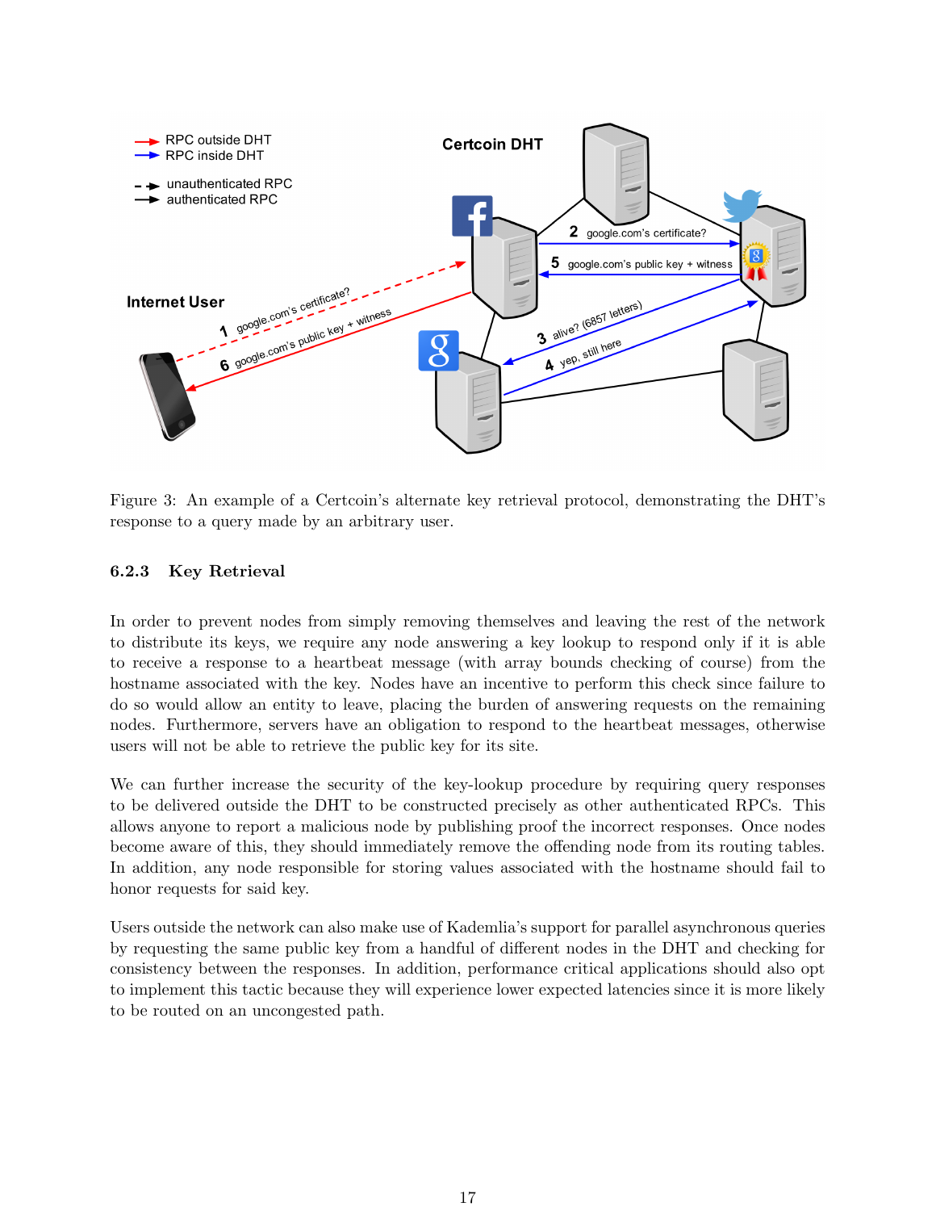Figure 3: An example of a Certcoin's alternate key retrieval protocol, demonstrating the DHT's response to a query made by an arbitrary user.

### 6.2.3 Key Retrieval

In order to prevent nodes from simply removing themselves and leaving the rest of the network to distribute its keys, we require any node answering a key lookup to respond only if it is able to receive a response to a heartbeat message (with array bounds checking of course) from the hostname associated with the key. Nodes have an incentive to perform this check since failure to do so would allow an entity to leave, placing the burden of answering requests on the remaining nodes. Furthermore, servers have an obligation to respond to the heartbeat messages, otherwise users will not be able to retrieve the public key for its site.

We can further increase the security of the key-lookup procedure by requiring query responses to be delivered outside the DHT to be constructed precisely as other authenticated RPCs. This allows anyone to report a malicious node by publishing proof the incorrect responses. Once nodes become aware of this, they should immediately remove the offending node from its routing tables. In addition, any node responsible for storing values associated with the hostname should fail to honor requests for said key.

Users outside the network can also make use of Kademlia's support for parallel asynchronous queries by requesting the same public key from a handful of different nodes in the DHT and checking for consistency between the responses. In addition, performance critical applications should also opt to implement this tactic because they will experience lower expected latencies since it is more likely to be routed on an uncongested path.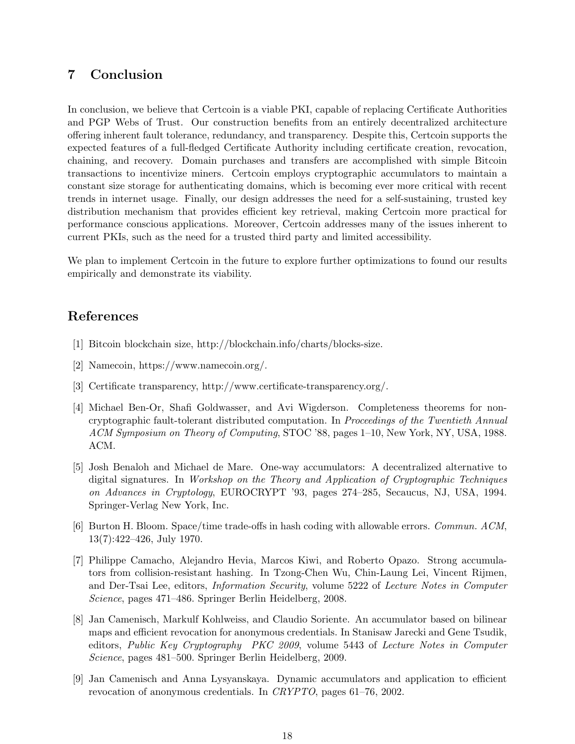## 7 Conclusion

In conclusion, we believe that Certcoin is a viable PKI, capable of replacing Certificate Authorities and PGP Webs of Trust. Our construction benefits from an entirely decentralized architecture offering inherent fault tolerance, redundancy, and transparency. Despite this, Certcoin supports the expected features of a full-fledged Certificate Authority including certificate creation, revocation, chaining, and recovery. Domain purchases and transfers are accomplished with simple Bitcoin transactions to incentivize miners. Certcoin employs cryptographic accumulators to maintain a constant size storage for authenticating domains, which is becoming ever more critical with recent trends in internet usage. Finally, our design addresses the need for a self-sustaining, trusted key distribution mechanism that provides efficient key retrieval, making Certcoin more practical for performance conscious applications. Moreover, Certcoin addresses many of the issues inherent to current PKIs, such as the need for a trusted third party and limited accessibility.

We plan to implement Certcoin in the future to explore further optimizations to found our results empirically and demonstrate its viability.

## References

[1] Bitcoin blockchain size, http://blockchain.info/charts/blocks-size.

[2] Namecoin, https://www.namecoin.org/.

[3] Certificate transparency, http://www.certificate-transparency.org/.

[4] Michael Ben-Or, Shafi Goldwasser, and Avi Wigderson. Completeness theorems for non-cryptographic fault-tolerant distributed computation. In *Proceedings of the Twentieth Annual ACM Symposium on Theory of Computing*, STOC '88, pages 1–10, New York, NY, USA, 1988. ACM.

[5] Josh Benaloh and Michael de Mare. One-way accumulators: A decentralized alternative to digital signatures. In *Workshop on the Theory and Application of Cryptographic Techniques on Advances in Cryptology*, EUROCRYPT '93, pages 274–285, Secaucus, NJ, USA, 1994. Springer-Verlag New York, Inc.

[6] Burton H. Bloom. Space/time trade-offs in hash coding with allowable errors. *Commun. ACM*, 13(7):422–426, July 1970.

[7] Philippe Camacho, Alejandro Hevia, Marcos Kiwi, and Roberto Opazo. Strong accumulators from collision-resistant hashing. In Tzong-Chen Wu, Chin-Laung Lei, Vincent Rijmen, and Der-Tsai Lee, editors, *Information Security*, volume 5222 of *Lecture Notes in Computer Science*, pages 471–486. Springer Berlin Heidelberg, 2008.

[8] Jan Camenisch, Markulf Kohlweiss, and Claudio Soriente. An accumulator based on bilinear maps and efficient revocation for anonymous credentials. In Stanisaw Jarecki and Gene Tsudik, editors, *Public Key Cryptography PKC 2009*, volume 5443 of *Lecture Notes in Computer Science*, pages 481–500. Springer Berlin Heidelberg, 2009.

[9] Jan Camenisch and Anna Lysyanskaya. Dynamic accumulators and application to efficient revocation of anonymous credentials. In *CRYPTO*, pages 61–76, 2002.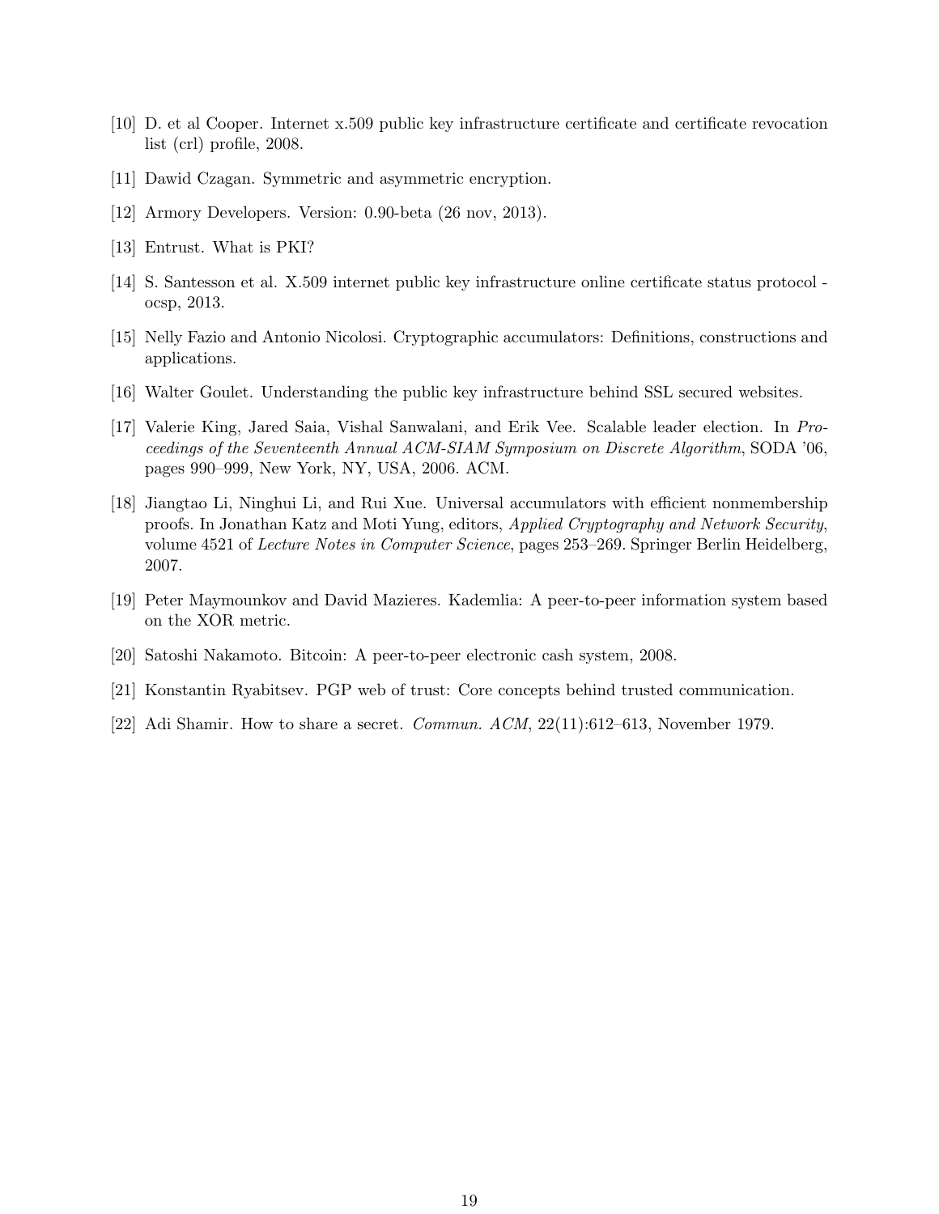[10] D. et al Cooper. Internet x.509 public key infrastructure certificate and certificate revocation list (crl) profile, 2008.

[11] Dawid Czagan. Symmetric and asymmetric encryption.

[12] Armory Developers. Version: 0.90-beta (26 nov, 2013).

[13] Entrust. What is PKI?

[14] S. Santesson et al. X.509 internet public key infrastructure online certificate status protocol - ocsp, 2013.

[15] Nelly Fazio and Antonio Nicolosi. Cryptographic accumulators: Definitions, constructions and applications.

[16] Walter Goulet. Understanding the public key infrastructure behind SSL secured websites.

[17] Valerie King, Jared Saia, Vishal Sanwalani, and Erik Vee. Scalable leader election. In *Proceedings of the Seventeenth Annual ACM-SIAM Symposium on Discrete Algorithm*, SODA '06, pages 990–999, New York, NY, USA, 2006. ACM.

[18] Jiangtao Li, Ninghui Li, and Rui Xue. Universal accumulators with efficient nonmembership proofs. In Jonathan Katz and Moti Yung, editors, *Applied Cryptography and Network Security*, volume 4521 of *Lecture Notes in Computer Science*, pages 253–269. Springer Berlin Heidelberg, 2007.

[19] Peter Maymounkov and David Mazieres. Kademlia: A peer-to-peer information system based on the XOR metric.

[20] Satoshi Nakamoto. Bitcoin: A peer-to-peer electronic cash system, 2008.

[21] Konstantin Ryabitsev. PGP web of trust: Core concepts behind trusted communication.

[22] Adi Shamir. How to share a secret. *Commun. ACM*, 22(11):612–613, November 1979.